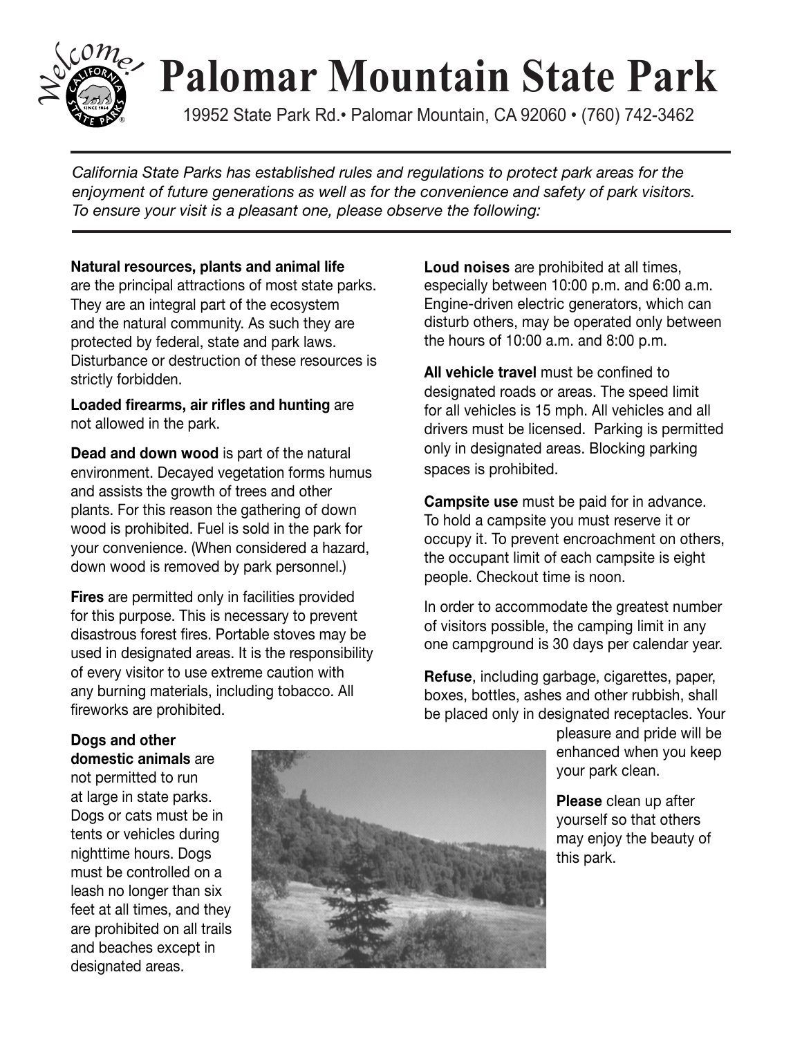# Palomar Mountain State Park

19952 State Park Rd.• Palomar Mountain, CA 92060 • (760) 742-3462

*California State Parks has established rules and regulations to protect park areas for the enjoyment of future generations as well as for the convenience and safety of park visitors. To ensure your visit is a pleasant one, please observe the following:*

**Natural resources, plants and animal life** are the principal attractions of most state parks. They are an integral part of the ecosystem and the natural community. As such they are protected by federal, state and park laws. Disturbance or destruction of these resources is strictly forbidden.

**Loaded firearms, air rifles and hunting** are not allowed in the park.

**Dead and down wood** is part of the natural environment. Decayed vegetation forms humus and assists the growth of trees and other plants. For this reason the gathering of down wood is prohibited. Fuel is sold in the park for your convenience. (When considered a hazard, down wood is removed by park personnel.)

**Fires** are permitted only in facilities provided for this purpose. This is necessary to prevent disastrous forest fires. Portable stoves may be used in designated areas. It is the responsibility of every visitor to use extreme caution with any burning materials, including tobacco. All fireworks are prohibited.

**Dogs and other domestic animals** are not permitted to run at large in state parks. Dogs or cats must be in tents or vehicles during nighttime hours. Dogs must be controlled on a leash no longer than six feet at all times, and they are prohibited on all trails and beaches except in designated areas.

**Loud noises** are prohibited at all times, especially between 10:00 p.m. and 6:00 a.m. Engine-driven electric generators, which can disturb others, may be operated only between the hours of 10:00 a.m. and 8:00 p.m.

**All vehicle travel** must be confined to designated roads or areas. The speed limit for all vehicles is 15 mph. All vehicles and all drivers must be licensed. Parking is permitted only in designated areas. Blocking parking spaces is prohibited.

**Campsite use** must be paid for in advance. To hold a campsite you must reserve it or occupy it. To prevent encroachment on others, the occupant limit of each campsite is eight people. Checkout time is noon.

In order to accommodate the greatest number of visitors possible, the camping limit in any one campground is 30 days per calendar year.

**Refuse**, including garbage, cigarettes, paper, boxes, bottles, ashes and other rubbish, shall be placed only in designated receptacles. Your pleasure and pride will be enhanced when you keep your park clean.

**Please** clean up after yourself so that others may enjoy the beauty of this park.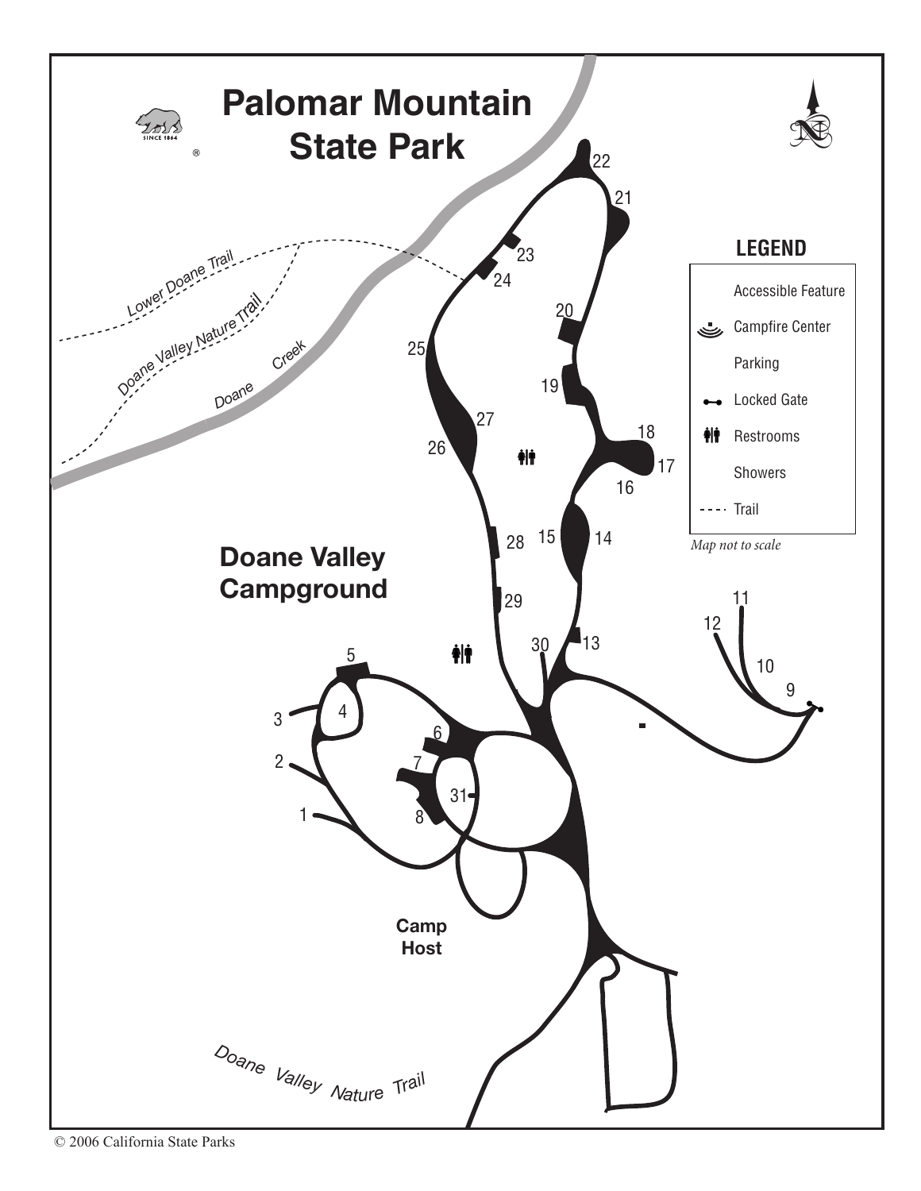# Palomar Mountain State Park

## Doane Valley Campground

**LEGEND**

- Accessible Feature
- Campfire Center
- Parking
- Locked Gate
- Restrooms
- Showers
- Trail

*Map not to scale*

Lower Doane Trail

Doane Valley Nature Trail

Doane Creek

22
21
23
24
20
25
19
27
18
26
17
16
28
15
14
29
11
12
30
13
10
5
9
4
3
6
2
7
31
1
8

**Camp Host**

Doane Valley Nature Trail

© 2006 California State Parks